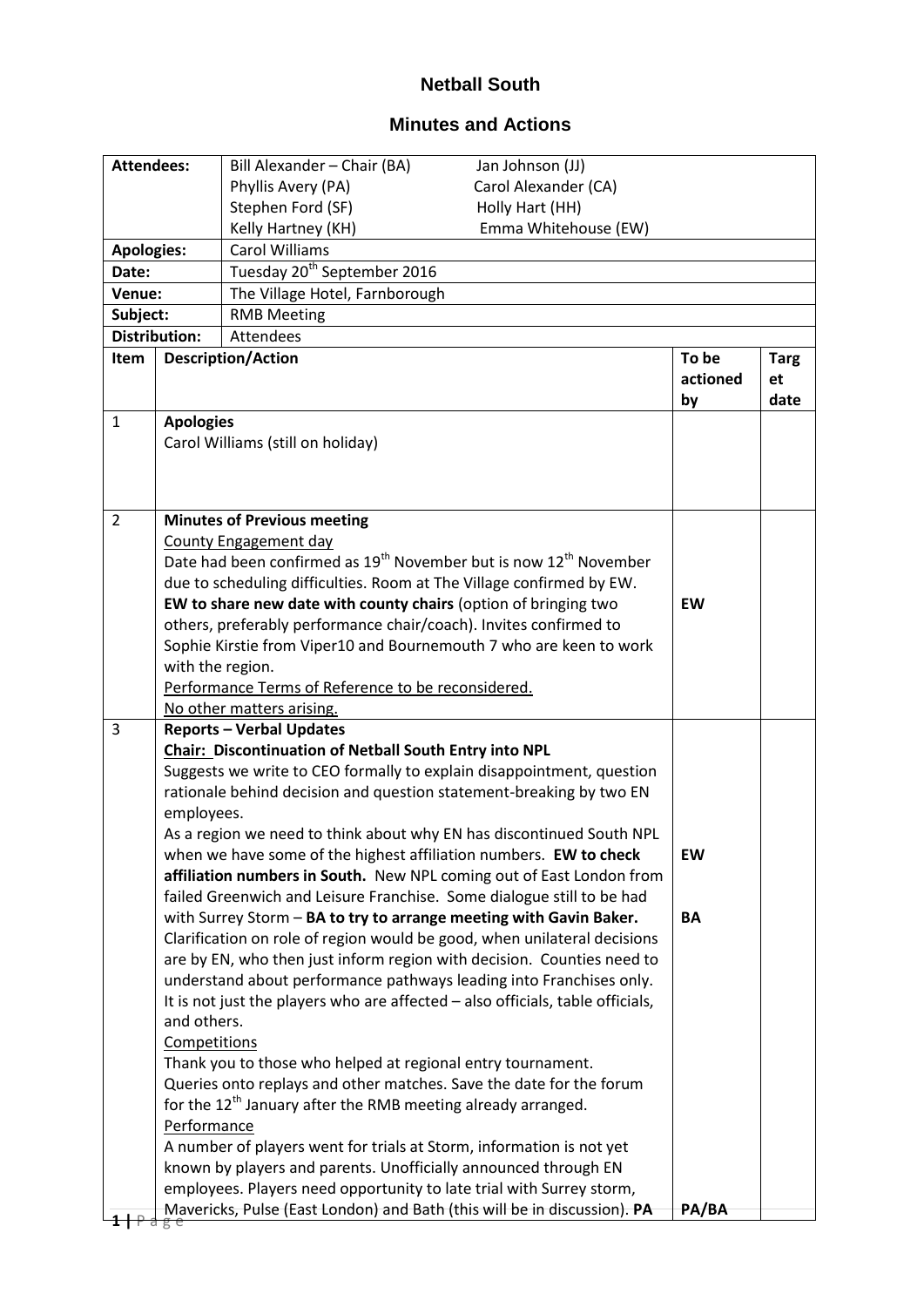# Netball South

## Minutes and Actions

| Attendees: | Bill Alexander – Chair (BA) | Jan Johnson (JJ) |
|---|---|---|
| | Phyllis Avery (PA) | Carol Alexander (CA) |
| | Stephen Ford (SF) | Holly Hart (HH) |
| | Kelly Hartney (KH) | Emma Whitehouse (EW) |
| **Apologies:** | Carol Williams | |
| **Date:** | Tuesday 20th September 2016 | |
| **Venue:** | The Village Hotel, Farnborough | |
| **Subject:** | RMB Meeting | |
| **Distribution:** | Attendees | |

| Item | Description/Action | To be actioned by | Target date |
|---|---|---|---|
| 1 | **Apologies**<br>Carol Williams (still on holiday) | | |
| 2 | **Minutes of Previous meeting**<br>County Engagement day<br>Date had been confirmed as 19th November but is now 12th November due to scheduling difficulties. Room at The Village confirmed by EW. **EW to share new date with county chairs** (option of bringing two others, preferably performance chair/coach). Invites confirmed to Sophie Kirstie from Viper10 and Bournemouth 7 who are keen to work with the region.<br>Performance Terms of Reference to be reconsidered.<br>No other matters arising. | EW | |
| 3 | **Reports – Verbal Updates**<br>**Chair: Discontinuation of Netball South Entry into NPL**<br>Suggests we write to CEO formally to explain disappointment, question rationale behind decision and question statement-breaking by two EN employees.<br>As a region we need to think about why EN has discontinued South NPL when we have some of the highest affiliation numbers. **EW to check affiliation numbers in South.** New NPL coming out of East London from failed Greenwich and Leisure Franchise. Some dialogue still to be had with Surrey Storm – **BA to try to arrange meeting with Gavin Baker.**<br>Clarification on role of region would be good, when unilateral decisions are by EN, who then just inform region with decision. Counties need to understand about performance pathways leading into Franchises only. It is not just the players who are affected – also officials, table officials, and others.<br>Competitions<br>Thank you to those who helped at regional entry tournament. Queries onto replays and other matches. Save the date for the forum for the 12th January after the RMB meeting already arranged.<br>Performance<br>A number of players went for trials at Storm, information is not yet known by players and parents. Unofficially announced through EN employees. Players need opportunity to late trial with Surrey storm, Mavericks, Pulse (East London) and Bath (this will be in discussion). **PA** | EW<br><br>BA<br><br>PA/BA | |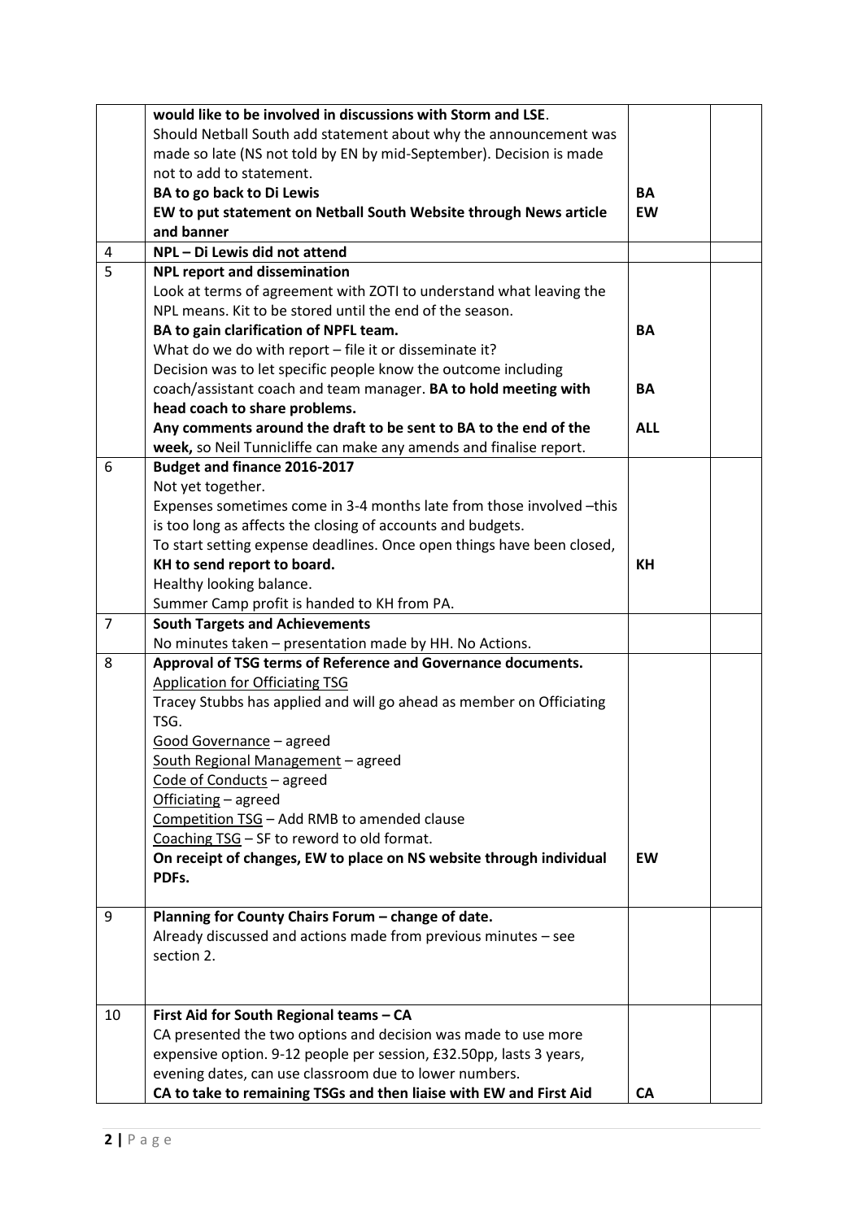| | | | |
|---|---|---|---|
| | **would like to be involved in discussions with Storm and LSE**.<br>Should Netball South add statement about why the announcement was made so late (NS not told by EN by mid-September). Decision is made not to add to statement.<br>**BA to go back to Di Lewis**<br>**EW to put statement on Netball South Website through News article and banner** | **BA**<br>**EW** | |
| 4 | **NPL – Di Lewis did not attend** | | |
| 5 | **NPL report and dissemination**<br>Look at terms of agreement with ZOTI to understand what leaving the NPL means. Kit to be stored until the end of the season.<br>**BA to gain clarification of NPFL team.**<br>What do we do with report – file it or disseminate it?<br>Decision was to let specific people know the outcome including coach/assistant coach and team manager. **BA to hold meeting with head coach to share problems.**<br>**Any comments around the draft to be sent to BA to the end of the week,** so Neil Tunnicliffe can make any amends and finalise report. | **BA**<br><br>**BA**<br><br>**ALL** | |
| 6 | **Budget and finance 2016-2017**<br>Not yet together.<br>Expenses sometimes come in 3-4 months late from those involved –this is too long as affects the closing of accounts and budgets.<br>To start setting expense deadlines. Once open things have been closed, **KH to send report to board.**<br>Healthy looking balance.<br>Summer Camp profit is handed to KH from PA. | **KH** | |
| 7 | **South Targets and Achievements**<br>No minutes taken – presentation made by HH. No Actions. | | |
| 8 | **Approval of TSG terms of Reference and Governance documents.**<br>Application for Officiating TSG<br>Tracey Stubbs has applied and will go ahead as member on Officiating TSG.<br>Good Governance – agreed<br>South Regional Management – agreed<br>Code of Conducts – agreed<br>Officiating – agreed<br>Competition TSG – Add RMB to amended clause<br>Coaching TSG – SF to reword to old format.<br>**On receipt of changes, EW to place on NS website through individual PDFs.** | **EW** | |
| 9 | **Planning for County Chairs Forum – change of date.**<br>Already discussed and actions made from previous minutes – see section 2. | | |
| 10 | **First Aid for South Regional teams – CA**<br>CA presented the two options and decision was made to use more expensive option. 9-12 people per session, £32.50pp, lasts 3 years, evening dates, can use classroom due to lower numbers.<br>**CA to take to remaining TSGs and then liaise with EW and First Aid** | **CA** | |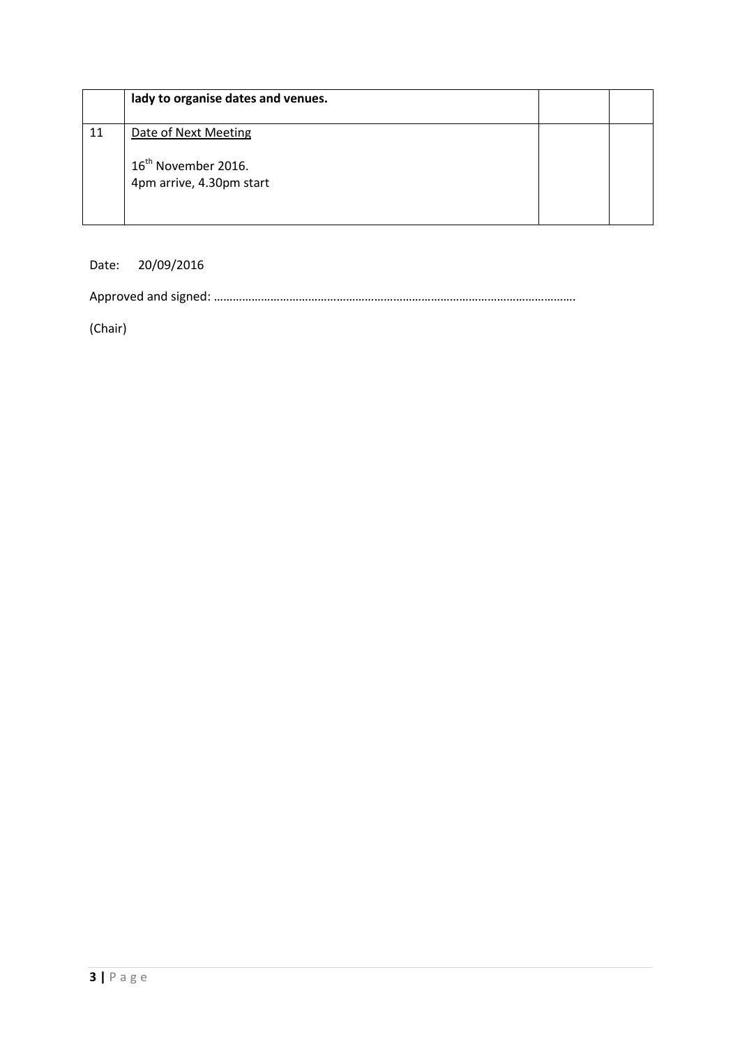| | | | |
|---|---|---|---|
| | **lady to organise dates and venues.** | | |
| 11 | Date of Next Meeting<br><br>16th November 2016.<br>4pm arrive, 4.30pm start | | |

Date: 20/09/2016

Approved and signed: ……………………………………………………………………………………………………

(Chair)